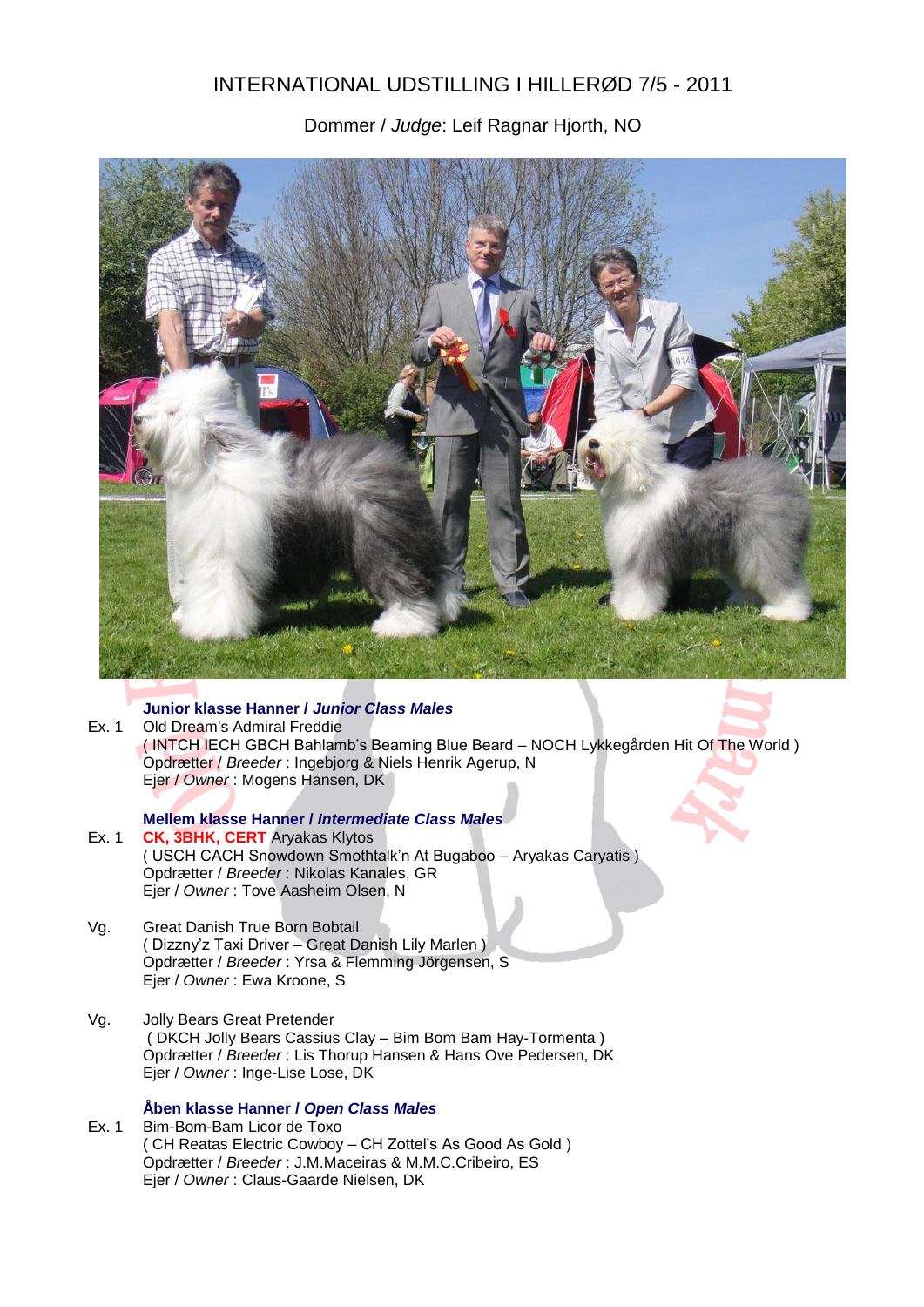# INTERNATIONAL UDSTILLING I HILLERØD 7/5 - 2011

Dommer / *Judge*: Leif Ragnar Hjorth, NO

### Junior klasse Hanner / *Junior Class Males*

Ex. 1 Old Dream's Admiral Freddie
( INTCH IECH GBCH Bahlamb's Beaming Blue Beard – NOCH Lykkegården Hit Of The World )
Opdrætter / *Breeder* : Ingebjorg & Niels Henrik Agerup, N
Ejer / *Owner* : Mogens Hansen, DK

### Mellem klasse Hanner / *Intermediate Class Males*

Ex. 1 **CK, 3BHK, CERT** Aryakas Klytos
( USCH CACH Snowdown Smothtalk'n At Bugaboo – Aryakas Caryatis )
Opdrætter / *Breeder* : Nikolas Kanales, GR
Ejer / *Owner* : Tove Aasheim Olsen, N

Vg. Great Danish True Born Bobtail
( Dizzny'z Taxi Driver – Great Danish Lily Marlen )
Opdrætter / *Breeder* : Yrsa & Flemming Jörgensen, S
Ejer / *Owner* : Ewa Kroone, S

Vg. Jolly Bears Great Pretender
( DKCH Jolly Bears Cassius Clay – Bim Bom Bam Hay-Tormenta )
Opdrætter / *Breeder* : Lis Thorup Hansen & Hans Ove Pedersen, DK
Ejer / *Owner* : Inge-Lise Lose, DK

### Åben klasse Hanner / *Open Class Males*

Ex. 1 Bim-Bom-Bam Licor de Toxo
( CH Reatas Electric Cowboy – CH Zottel's As Good As Gold )
Opdrætter / *Breeder* : J.M.Maceiras & M.M.C.Cribeiro, ES
Ejer / *Owner* : Claus-Gaarde Nielsen, DK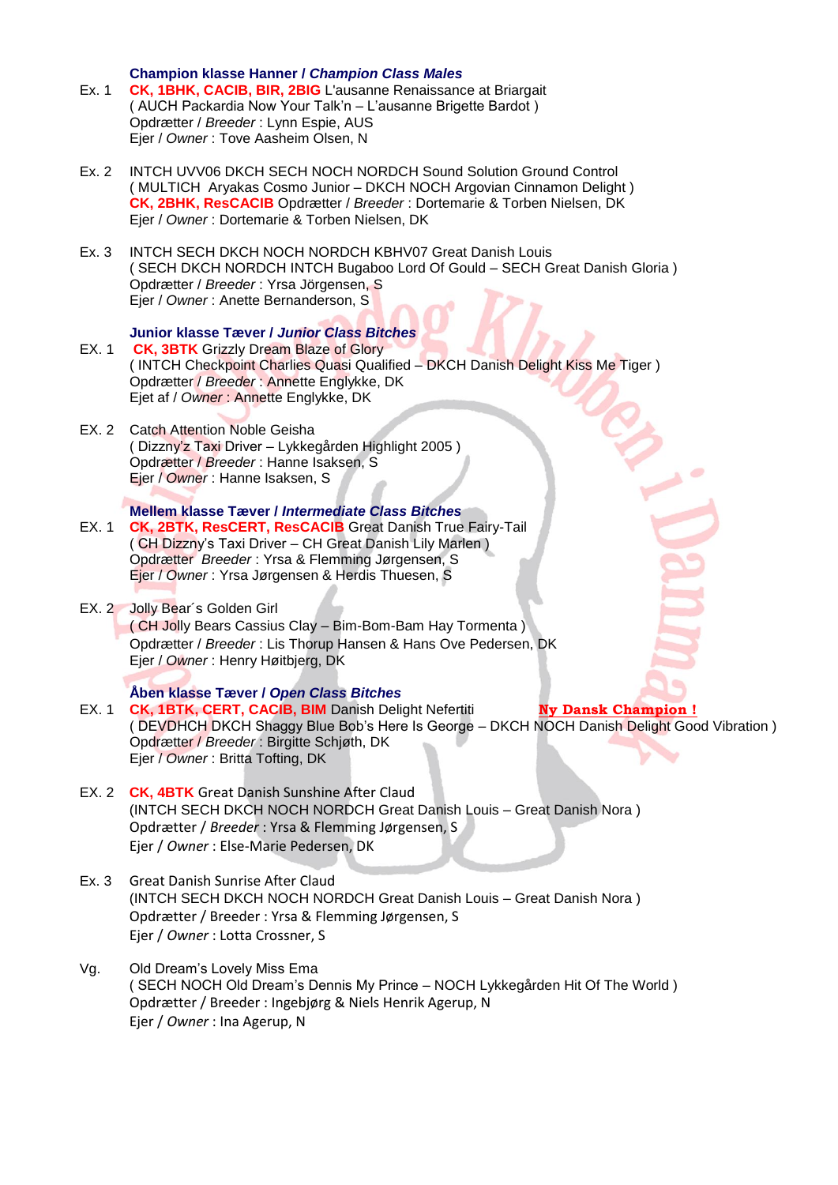### Champion klasse Hanner / *Champion Class Males*

Ex. 1 **CK, 1BHK, CACIB, BIR, 2BIG** L'ausanne Renaissance at Briargait
( AUCH Packardia Now Your Talk'n – L'ausanne Brigette Bardot )
Opdrætter / *Breeder* : Lynn Espie, AUS
Ejer / *Owner* : Tove Aasheim Olsen, N

Ex. 2 INTCH UVV06 DKCH SECH NOCH NORDCH Sound Solution Ground Control
( MULTICH Aryakas Cosmo Junior – DKCH NOCH Argovian Cinnamon Delight )
**CK, 2BHK, ResCACIB** Opdrætter / *Breeder* : Dortemarie & Torben Nielsen, DK
Ejer / *Owner* : Dortemarie & Torben Nielsen, DK

Ex. 3 INTCH SECH DKCH NOCH NORDCH KBHV07 Great Danish Louis
( SECH DKCH NORDCH INTCH Bugaboo Lord Of Gould – SECH Great Danish Gloria )
Opdrætter / *Breeder* : Yrsa Jörgensen, S
Ejer / *Owner* : Anette Bernanderson, S

### Junior klasse Tæver / *Junior Class Bitches*

EX. 1 **CK, 3BTK** Grizzly Dream Blaze of Glory
( INTCH Checkpoint Charlies Quasi Qualified – DKCH Danish Delight Kiss Me Tiger )
Opdrætter / *Breeder* : Annette Englykke, DK
Ejet af / *Owner* : Annette Englykke, DK

EX. 2 Catch Attention Noble Geisha
( Dizzny'z Taxi Driver – Lykkegården Highlight 2005 )
Opdrætter / *Breeder* : Hanne Isaksen, S
Ejer / *Owner* : Hanne Isaksen, S

### Mellem klasse Tæver / *Intermediate Class Bitches*

EX. 1 **CK, 2BTK, ResCERT, ResCACIB** Great Danish True Fairy-Tail
( CH Dizzny's Taxi Driver – CH Great Danish Lily Marlen )
Opdrætter *Breeder* : Yrsa & Flemming Jørgensen, S
Ejer / *Owner* : Yrsa Jørgensen & Herdis Thuesen, S

EX. 2 Jolly Bear´s Golden Girl
( CH Jolly Bears Cassius Clay – Bim-Bom-Bam Hay Tormenta )
Opdrætter / *Breeder* : Lis Thorup Hansen & Hans Ove Pedersen, DK
Ejer / *Owner* : Henry Høitbjerg, DK

### Åben klasse Tæver / *Open Class Bitches*

EX. 1 **CK, 1BTK, CERT, CACIB, BIM** Danish Delight Nefertiti **Ny Dansk Champion !**
( DEVDHCH DKCH Shaggy Blue Bob's Here Is George – DKCH NOCH Danish Delight Good Vibration )
Opdrætter / *Breeder* : Birgitte Schjøth, DK
Ejer / *Owner* : Britta Tofting, DK

EX. 2 **CK, 4BTK** Great Danish Sunshine After Claud
(INTCH SECH DKCH NOCH NORDCH Great Danish Louis – Great Danish Nora )
Opdrætter / *Breeder* : Yrsa & Flemming Jørgensen, S
Ejer / *Owner* : Else-Marie Pedersen, DK

Ex. 3 Great Danish Sunrise After Claud
(INTCH SECH DKCH NOCH NORDCH Great Danish Louis – Great Danish Nora )
Opdrætter / Breeder : Yrsa & Flemming Jørgensen, S
Ejer / *Owner* : Lotta Crossner, S

Vg. Old Dream's Lovely Miss Ema
( SECH NOCH Old Dream's Dennis My Prince – NOCH Lykkegården Hit Of The World )
Opdrætter / Breeder : Ingebjørg & Niels Henrik Agerup, N
Ejer / *Owner* : Ina Agerup, N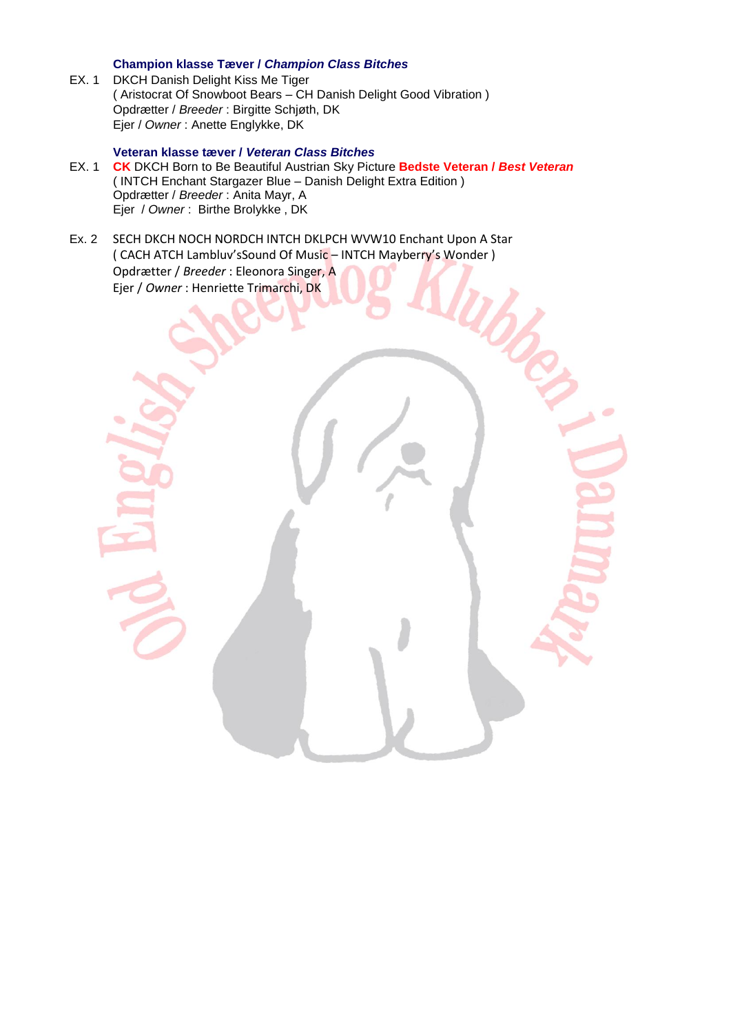### **Champion klasse Tæver / *Champion Class Bitches***

EX. 1 DKCH Danish Delight Kiss Me Tiger
( Aristocrat Of Snowboot Bears – CH Danish Delight Good Vibration )
Opdrætter / *Breeder* : Birgitte Schjøth, DK
Ejer / *Owner* : Anette Englykke, DK

### **Veteran klasse tæver / *Veteran Class Bitches***

EX. 1 **CK** DKCH Born to Be Beautiful Austrian Sky Picture **Bedste Veteran / *Best Veteran***
( INTCH Enchant Stargazer Blue – Danish Delight Extra Edition )
Opdrætter / *Breeder* : Anita Mayr, A
Ejer / *Owner* : Birthe Brolykke , DK

Ex. 2 SECH DKCH NOCH NORDCH INTCH DKLPCH WVW10 Enchant Upon A Star
( CACH ATCH Lambluv'sSound Of Music – INTCH Mayberry's Wonder )
Opdrætter / *Breeder* : Eleonora Singer, A
Ejer / *Owner* : Henriette Trimarchi, DK